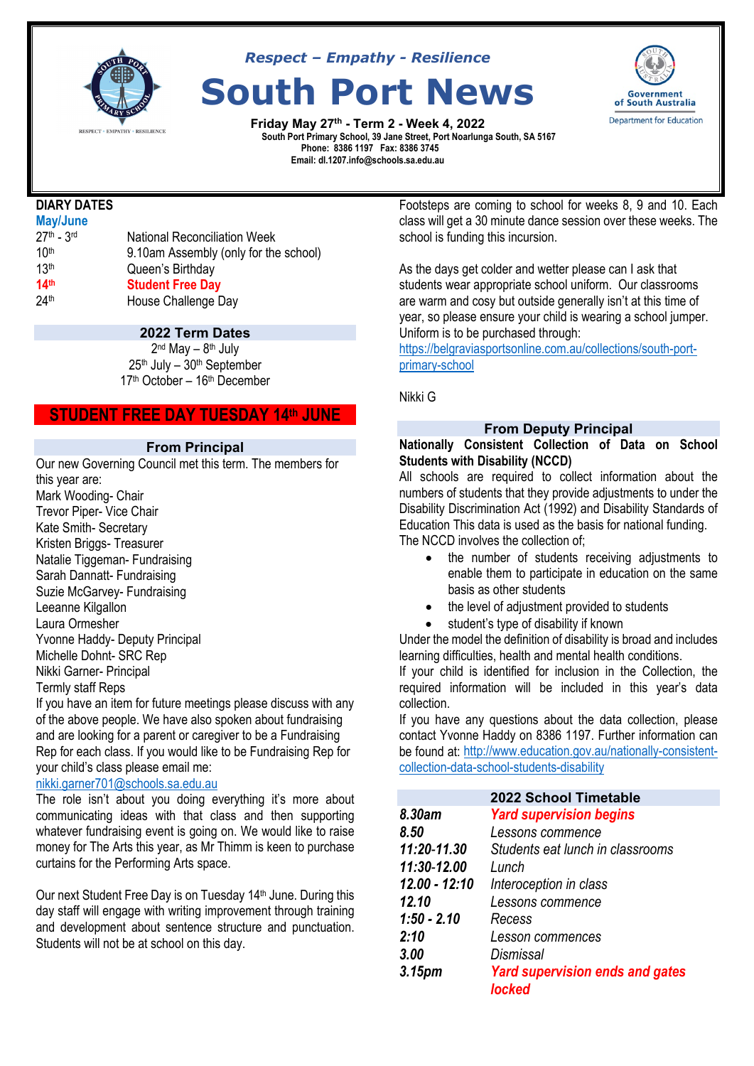*Respect – Empathy - Resilience*

# South Port News

**Friday May 27th - Term 2 - Week 4, 2022**

South Port Primary School, 39 Jane Street, Port Noarlunga South, SA 5167
Phone: 8386 1197 Fax: 8386 3745
Email: dl.1207.info@schools.sa.edu.au

Government of South Australia
Department for Education

## DIARY DATES

**May/June**

| | |
|---|---|
| 27th - 3rd | National Reconciliation Week |
| 10th | 9.10am Assembly (only for the school) |
| 13th | Queen's Birthday |
| **14th** | **Student Free Day** |
| 24th | House Challenge Day |

## 2022 Term Dates

2nd May – 8th July
25th July – 30th September
17th October – 16th December

## STUDENT FREE DAY TUESDAY 14th JUNE

## From Principal

Our new Governing Council met this term. The members for this year are:

Mark Wooding- Chair
Trevor Piper- Vice Chair
Kate Smith- Secretary
Kristen Briggs- Treasurer
Natalie Tiggeman- Fundraising
Sarah Dannatt- Fundraising
Suzie McGarvey- Fundraising
Leeanne Kilgallon
Laura Ormesher
Yvonne Haddy- Deputy Principal
Michelle Dohnt- SRC Rep
Nikki Garner- Principal
Termly staff Reps

If you have an item for future meetings please discuss with any of the above people. We have also spoken about fundraising and are looking for a parent or caregiver to be a Fundraising Rep for each class. If you would like to be Fundraising Rep for your child's class please email me: nikki.garner701@schools.sa.edu.au

The role isn't about you doing everything it's more about communicating ideas with that class and then supporting whatever fundraising event is going on. We would like to raise money for The Arts this year, as Mr Thimm is keen to purchase curtains for the Performing Arts space.

Our next Student Free Day is on Tuesday 14th June. During this day staff will engage with writing improvement through training and development about sentence structure and punctuation. Students will not be at school on this day.

Footsteps are coming to school for weeks 8, 9 and 10. Each class will get a 30 minute dance session over these weeks. The school is funding this incursion.

As the days get colder and wetter please can I ask that students wear appropriate school uniform. Our classrooms are warm and cosy but outside generally isn't at this time of year, so please ensure your child is wearing a school jumper. Uniform is to be purchased through: https://belgraviasportsonline.com.au/collections/south-port-primary-school

Nikki G

## From Deputy Principal

**Nationally Consistent Collection of Data on School Students with Disability (NCCD)**

All schools are required to collect information about the numbers of students that they provide adjustments to under the Disability Discrimination Act (1992) and Disability Standards of Education This data is used as the basis for national funding. The NCCD involves the collection of;

- the number of students receiving adjustments to enable them to participate in education on the same basis as other students
- the level of adjustment provided to students
- student's type of disability if known

Under the model the definition of disability is broad and includes learning difficulties, health and mental health conditions.

If your child is identified for inclusion in the Collection, the required information will be included in this year's data collection.

If you have any questions about the data collection, please contact Yvonne Haddy on 8386 1197. Further information can be found at: http://www.education.gov.au/nationally-consistent-collection-data-school-students-disability

## 2022 School Timetable

| | |
|---|---|
| *8.30am* | ***Yard supervision begins*** |
| *8.50* | *Lessons commence* |
| *11:20-11.30* | *Students eat lunch in classrooms* |
| *11:30-12.00* | *Lunch* |
| *12.00 - 12:10* | *Interoception in class* |
| *12.10* | *Lessons commence* |
| *1:50 - 2.10* | *Recess* |
| *2:10* | *Lesson commences* |
| *3.00* | *Dismissal* |
| *3.15pm* | ***Yard supervision ends and gates locked*** |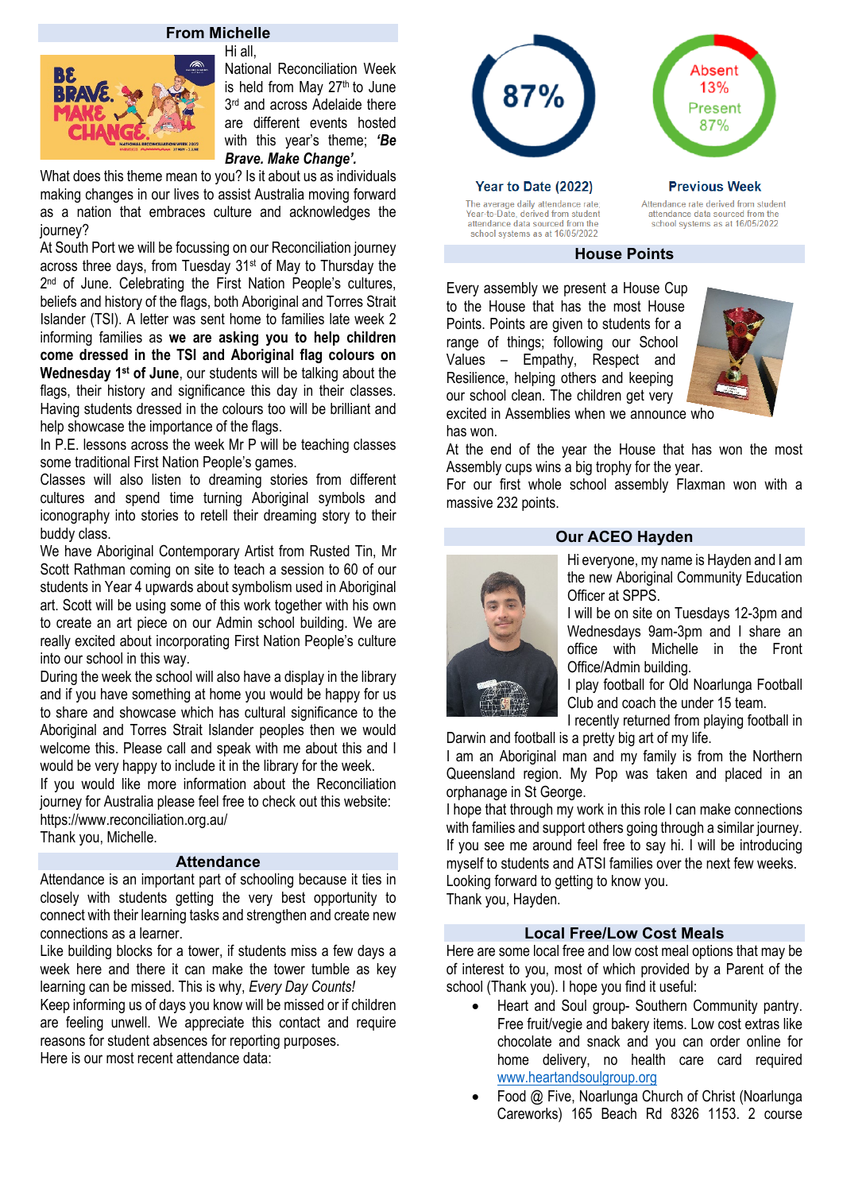## From Michelle

Hi all,

National Reconciliation Week is held from May 27th to June 3rd and across Adelaide there are different events hosted with this year's theme; ***'Be Brave. Make Change'.***

What does this theme mean to you? Is it about us as individuals making changes in our lives to assist Australia moving forward as a nation that embraces culture and acknowledges the journey?

At South Port we will be focussing on our Reconciliation journey across three days, from Tuesday 31st of May to Thursday the 2nd of June. Celebrating the First Nation People's cultures, beliefs and history of the flags, both Aboriginal and Torres Strait Islander (TSI). A letter was sent home to families late week 2 informing families as **we are asking you to help children come dressed in the TSI and Aboriginal flag colours on Wednesday 1st of June**, our students will be talking about the flags, their history and significance this day in their classes. Having students dressed in the colours too will be brilliant and help showcase the importance of the flags.

In P.E. lessons across the week Mr P will be teaching classes some traditional First Nation People's games.

Classes will also listen to dreaming stories from different cultures and spend time turning Aboriginal symbols and iconography into stories to retell their dreaming story to their buddy class.

We have Aboriginal Contemporary Artist from Rusted Tin, Mr Scott Rathman coming on site to teach a session to 60 of our students in Year 4 upwards about symbolism used in Aboriginal art. Scott will be using some of this work together with his own to create an art piece on our Admin school building. We are really excited about incorporating First Nation People's culture into our school in this way.

During the week the school will also have a display in the library and if you have something at home you would be happy for us to share and showcase which has cultural significance to the Aboriginal and Torres Strait Islander peoples then we would welcome this. Please call and speak with me about this and I would be very happy to include it in the library for the week.

If you would like more information about the Reconciliation journey for Australia please feel free to check out this website: https://www.reconciliation.org.au/

Thank you, Michelle.

## Attendance

Attendance is an important part of schooling because it ties in closely with students getting the very best opportunity to connect with their learning tasks and strengthen and create new connections as a learner.

Like building blocks for a tower, if students miss a few days a week here and there it can make the tower tumble as key learning can be missed. This is why, *Every Day Counts!*

Keep informing us of days you know will be missed or if children are feeling unwell. We appreciate this contact and require reasons for student absences for reporting purposes.

Here is our most recent attendance data:

**87%**

**Year to Date (2022)**

The average daily attendance rate, Year-to-Date, derived from student attendance data sourced from the school systems as at 16/05/2022

Absent 13%
Present 87%

**Previous Week**

Attendance rate derived from student attendance data sourced from the school systems as at 16/05/2022

## House Points

Every assembly we present a House Cup to the House that has the most House Points. Points are given to students for a range of things; following our School Values – Empathy, Respect and Resilience, helping others and keeping our school clean. The children get very excited in Assemblies when we announce who has won.

At the end of the year the House that has won the most Assembly cups wins a big trophy for the year.

For our first whole school assembly Flaxman won with a massive 232 points.

## Our ACEO Hayden

Hi everyone, my name is Hayden and I am the new Aboriginal Community Education Officer at SPPS.

I will be on site on Tuesdays 12-3pm and Wednesdays 9am-3pm and I share an office with Michelle in the Front Office/Admin building.

I play football for Old Noarlunga Football Club and coach the under 15 team.

I recently returned from playing football in Darwin and football is a pretty big art of my life.

I am an Aboriginal man and my family is from the Northern Queensland region. My Pop was taken and placed in an orphanage in St George.

I hope that through my work in this role I can make connections with families and support others going through a similar journey.

If you see me around feel free to say hi. I will be introducing myself to students and ATSI families over the next few weeks.

Looking forward to getting to know you.

Thank you, Hayden.

## Local Free/Low Cost Meals

Here are some local free and low cost meal options that may be of interest to you, most of which provided by a Parent of the school (Thank you). I hope you find it useful:

- Heart and Soul group- Southern Community pantry. Free fruit/vegie and bakery items. Low cost extras like chocolate and snack and you can order online for home delivery, no health care card required www.heartandsoulgroup.org
- Food @ Five, Noarlunga Church of Christ (Noarlunga Careworks) 165 Beach Rd 8326 1153. 2 course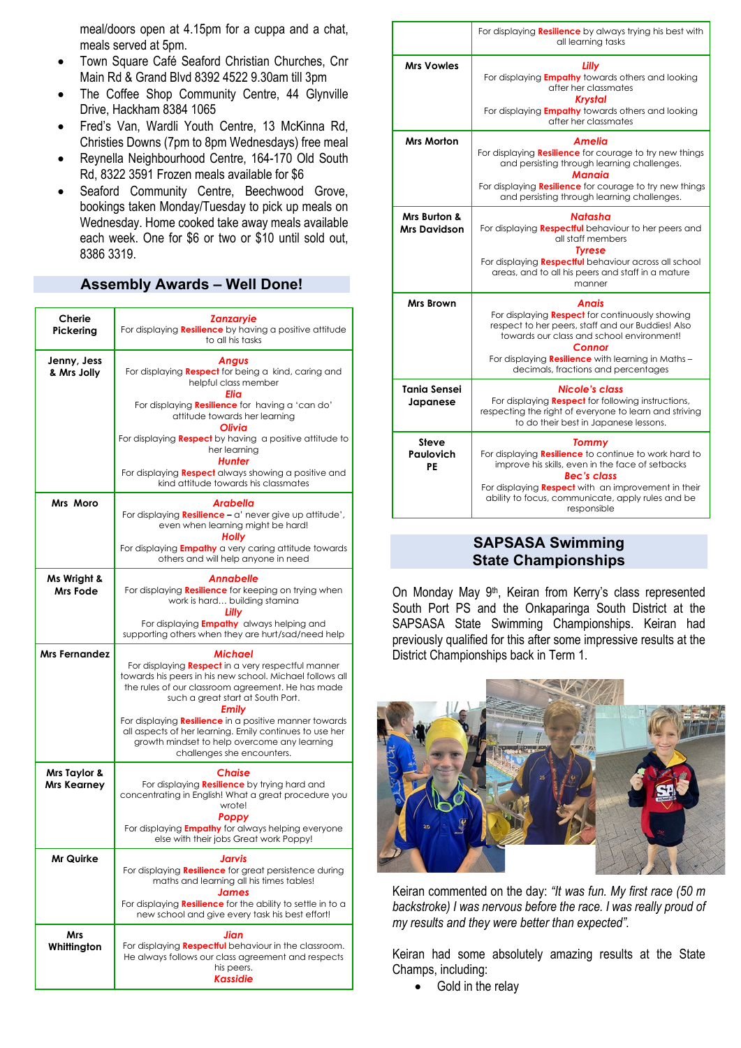meal/doors open at 4.15pm for a cuppa and a chat, meals served at 5pm.

- Town Square Café Seaford Christian Churches, Cnr Main Rd & Grand Blvd 8392 4522 9.30am till 3pm
- The Coffee Shop Community Centre, 44 Glynville Drive, Hackham 8384 1065
- Fred's Van, Wardli Youth Centre, 13 McKinna Rd, Christies Downs (7pm to 8pm Wednesdays) free meal
- Reynella Neighbourhood Centre, 164-170 Old South Rd, 8322 3591 Frozen meals available for $6
- Seaford Community Centre, Beechwood Grove, bookings taken Monday/Tuesday to pick up meals on Wednesday. Home cooked take away meals available each week. One for $6 or two or $10 until sold out, 8386 3319.

## Assembly Awards – Well Done!

| Class | Awards |
|---|---|
| **Cherie Pickering** | ***Zanzaryie*** For displaying **Resilience** by having a positive attitude to all his tasks |
| **Jenny, Jess & Mrs Jolly** | ***Angus*** For displaying **Respect** for being a kind, caring and helpful class member ***Elia*** For displaying **Resilience** for having a 'can do' attitude towards her learning ***Olivia*** For displaying **Respect** by having a positive attitude to her learning ***Hunter*** For displaying **Respect** always showing a positive and kind attitude towards his classmates |
| **Mrs Moro** | ***Arabella*** For displaying **Resilience** – a' never give up attitude', even when learning might be hard! ***Holly*** For displaying **Empathy** a very caring attitude towards others and will help anyone in need |
| **Ms Wright & Mrs Fode** | ***Annabelle*** For displaying **Resilience** for keeping on trying when work is hard… building stamina ***Lilly*** For displaying **Empathy** always helping and supporting others when they are hurt/sad/need help |
| **Mrs Fernandez** | ***Michael*** For displaying **Respect** in a very respectful manner towards his peers in his new school. Michael follows all the rules of our classroom agreement. He has made such a great start at South Port. ***Emily*** For displaying **Resilience** in a positive manner towards all aspects of her learning. Emily continues to use her growth mindset to help overcome any learning challenges she encounters. |
| **Mrs Taylor & Mrs Kearney** | ***Chaise*** For displaying **Resilience** by trying hard and concentrating in English! What a great procedure you wrote! ***Poppy*** For displaying **Empathy** for always helping everyone else with their jobs Great work Poppy! |
| **Mr Quirke** | ***Jarvis*** For displaying **Resilience** for great persistence during maths and learning all his times tables! ***James*** For displaying **Resilience** for the ability to settle in to a new school and give every task his best effort! |
| **Mrs Whittington** | ***Jian*** For displaying **Respectful** behaviour in the classroom. He always follows our class agreement and respects his peers. ***Kassidie*** For displaying **Resilience** by always trying his best with all learning tasks |
| **Mrs Vowles** | ***Lilly*** For displaying **Empathy** towards others and looking after her classmates ***Krystal*** For displaying **Empathy** towards others and looking after her classmates |
| **Mrs Morton** | ***Amelia*** For displaying **Resilience** for courage to try new things and persisting through learning challenges. ***Manaia*** For displaying **Resilience** for courage to try new things and persisting through learning challenges. |
| **Mrs Burton & Mrs Davidson** | ***Natasha*** For displaying **Respectful** behaviour to her peers and all staff members ***Tyrese*** For displaying **Respectful** behaviour across all school areas, and to all his peers and staff in a mature manner |
| **Mrs Brown** | ***Anais*** For displaying **Respect** for continuously showing respect to her peers, staff and our Buddies! Also towards our class and school environment! ***Connor*** For displaying **Resilience** with learning in Maths – decimals, fractions and percentages |
| **Tania Sensei Japanese** | ***Nicole's class*** For displaying **Respect** for following instructions, respecting the right of everyone to learn and striving to do their best in Japanese lessons. |
| **Steve Paulovich PE** | ***Tommy*** For displaying **Resilience** to continue to work hard to improve his skills, even in the face of setbacks ***Bec's class*** For displaying **Respect** with an improvement in their ability to focus, communicate, apply rules and be responsible |

## SAPSASA Swimming State Championships

On Monday May 9th, Keiran from Kerry's class represented South Port PS and the Onkaparinga South District at the SAPSASA State Swimming Championships. Keiran had previously qualified for this after some impressive results at the District Championships back in Term 1.

Keiran commented on the day: *"It was fun. My first race (50 m backstroke) I was nervous before the race. I was really proud of my results and they were better than expected".*

Keiran had some absolutely amazing results at the State Champs, including:

- Gold in the relay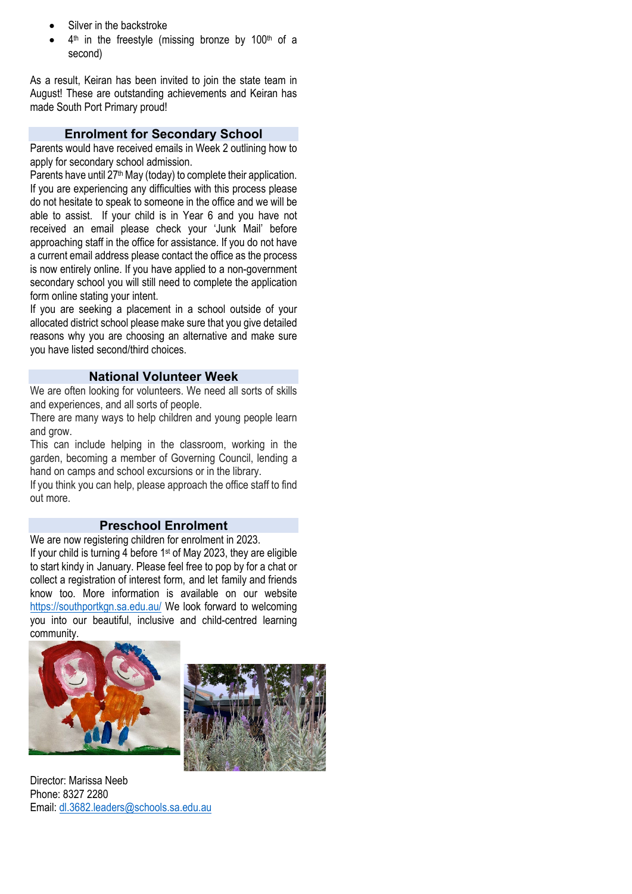- Silver in the backstroke
- 4th in the freestyle (missing bronze by 100th of a second)

As a result, Keiran has been invited to join the state team in August! These are outstanding achievements and Keiran has made South Port Primary proud!

## Enrolment for Secondary School

Parents would have received emails in Week 2 outlining how to apply for secondary school admission.

Parents have until 27th May (today) to complete their application. If you are experiencing any difficulties with this process please do not hesitate to speak to someone in the office and we will be able to assist. If your child is in Year 6 and you have not received an email please check your 'Junk Mail' before approaching staff in the office for assistance. If you do not have a current email address please contact the office as the process is now entirely online. If you have applied to a non-government secondary school you will still need to complete the application form online stating your intent.

If you are seeking a placement in a school outside of your allocated district school please make sure that you give detailed reasons why you are choosing an alternative and make sure you have listed second/third choices.

## National Volunteer Week

We are often looking for volunteers. We need all sorts of skills and experiences, and all sorts of people.

There are many ways to help children and young people learn and grow.

This can include helping in the classroom, working in the garden, becoming a member of Governing Council, lending a hand on camps and school excursions or in the library.

If you think you can help, please approach the office staff to find out more.

## Preschool Enrolment

We are now registering children for enrolment in 2023.

If your child is turning 4 before 1st of May 2023, they are eligible to start kindy in January. Please feel free to pop by for a chat or collect a registration of interest form, and let family and friends know too. More information is available on our website https://southportkgn.sa.edu.au/ We look forward to welcoming you into our beautiful, inclusive and child-centred learning community.

Director: Marissa Neeb
Phone: 8327 2280
Email: dl.3682.leaders@schools.sa.edu.au